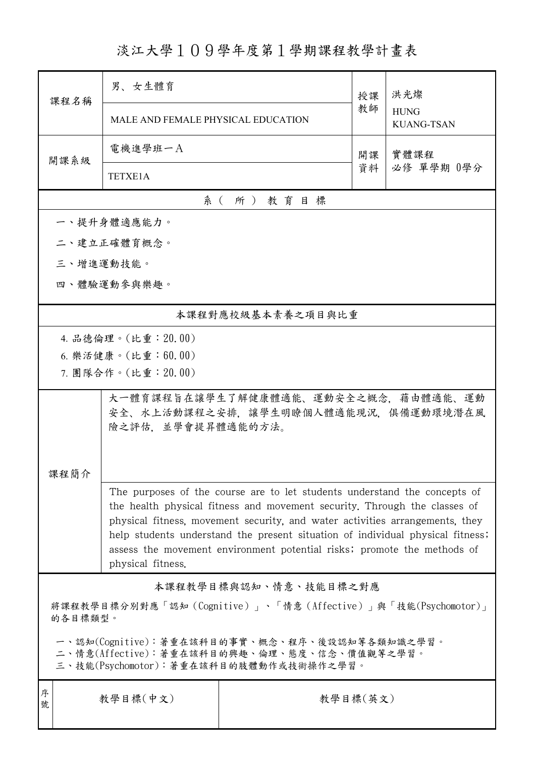# 淡江大學１０９學年度第１學期課程教學計畫表

| 課程名稱 | 男、女生體育<br>MALE AND FEMALE PHYSICAL EDUCATION | 授課教師 | 洪光燦<br>HUNG KUANG-TSAN |
|---|---|---|---|
| 開課系級 | 電機進學班一Ａ<br>TETXE1A | 開課資料 | 實體課程<br>必修 單學期 0學分 |

## 系（所）教育目標

一、提升身體適應能力。

二、建立正確體育概念。

三、增進運動技能。

四、體驗運動參與樂趣。

## 本課程對應校級基本素養之項目與比重

4. 品德倫理。(比重：20.00)
6. 樂活健康。(比重：60.00)
7. 團隊合作。(比重：20.00)

## 課程簡介

大一體育課程旨在讓學生了解健康體適能、運動安全之概念，藉由體適能、運動安全、水上活動課程之安排，讓學生明瞭個人體適能現況，俱備運動環境潛在風險之評估，並學會提昇體適能的方法。

The purposes of the course are to let students understand the concepts of the health physical fitness and movement security. Through the classes of physical fitness, movement security, and water activities arrangements, they help students understand the present situation of individual physical fitness; assess the movement environment potential risks; promote the methods of physical fitness.

## 本課程教學目標與認知、情意、技能目標之對應

將課程教學目標分別對應「認知（Cognitive）」、「情意（Affective）」與「技能(Psychomotor)」的各目標類型。

一、認知(Cognitive)：著重在該科目的事實、概念、程序、後設認知等各類知識之學習。
二、情意(Affective)：著重在該科目的興趣、倫理、態度、信念、價值觀等之學習。
三、技能(Psychomotor)：著重在該科目的肢體動作或技術操作之學習。

| 序號 | 教學目標(中文) | 教學目標(英文) |
|---|---|---|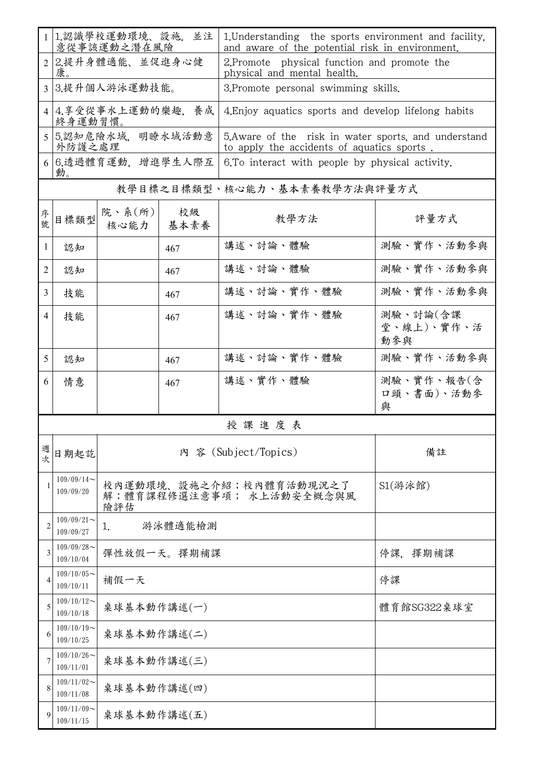| | | |
|---|---|---|
| 1 | 1.認識學校運動環境、設施，並注意從事該運動之潛在風險 | 1.Understanding the sports environment and facility, and aware of the potential risk in environment. |
| 2 | 2.提升身體適能、並促進身心健康。 | 2.Promote physical function and promote the physical and mental health. |
| 3 | 3.提升個人游泳運動技能。 | 3.Promote personal swimming skills. |
| 4 | 4.享受從事水上運動的樂趣，養成終身運動習慣。 | 4.Enjoy aquatics sports and develop lifelong habits |
| 5 | 5.認知危險水域，明瞭水域活動意外防護之處理 | 5.Aware of the risk in water sports, and understand to apply the accidents of aquatics sports . |
| 6 | 6.透過體育運動，增進學生人際互動。 | 6.To interact with people by physical activity. |

**教學目標之目標類型、核心能力、基本素養教學方法與評量方式**

| 序號 | 目標類型 | 院、系(所)核心能力 | 校級基本素養 | 教學方法 | 評量方式 |
|---|---|---|---|---|---|
| 1 | 認知 | | 467 | 講述、討論、體驗 | 測驗、實作、活動參與 |
| 2 | 認知 | | 467 | 講述、討論、體驗 | 測驗、實作、活動參與 |
| 3 | 技能 | | 467 | 講述、討論、實作、體驗 | 測驗、實作、活動參與 |
| 4 | 技能 | | 467 | 講述、討論、實作、體驗 | 測驗、討論(含課堂、線上)、實作、活動參與 |
| 5 | 認知 | | 467 | 講述、討論、實作、體驗 | 測驗、實作、活動參與 |
| 6 | 情意 | | 467 | 講述、實作、體驗 | 測驗、實作、報告(含口頭、書面)、活動參與 |

**授 課 進 度 表**

| 週次 | 日期起訖 | 內 容 (Subject/Topics) | 備註 |
|---|---|---|---|
| 1 | 109/09/14～109/09/20 | 校內運動環境、設施之介紹；校內體育活動現況之了解；體育課程修選注意事項； 水上活動安全概念與風險評估 | S1(游泳館) |
| 2 | 109/09/21～109/09/27 | 1. 游泳體適能檢測 | |
| 3 | 109/09/28～109/10/04 | 彈性放假一天。擇期補課 | 停課，擇期補課 |
| 4 | 109/10/05～109/10/11 | 補假一天 | 停課 |
| 5 | 109/10/12～109/10/18 | 桌球基本動作講述(一) | 體育館SG322桌球室 |
| 6 | 109/10/19～109/10/25 | 桌球基本動作講述(二) | |
| 7 | 109/10/26～109/11/01 | 桌球基本動作講述(三) | |
| 8 | 109/11/02～109/11/08 | 桌球基本動作講述(四) | |
| 9 | 109/11/09～109/11/15 | 桌球基本動作講述(五) | |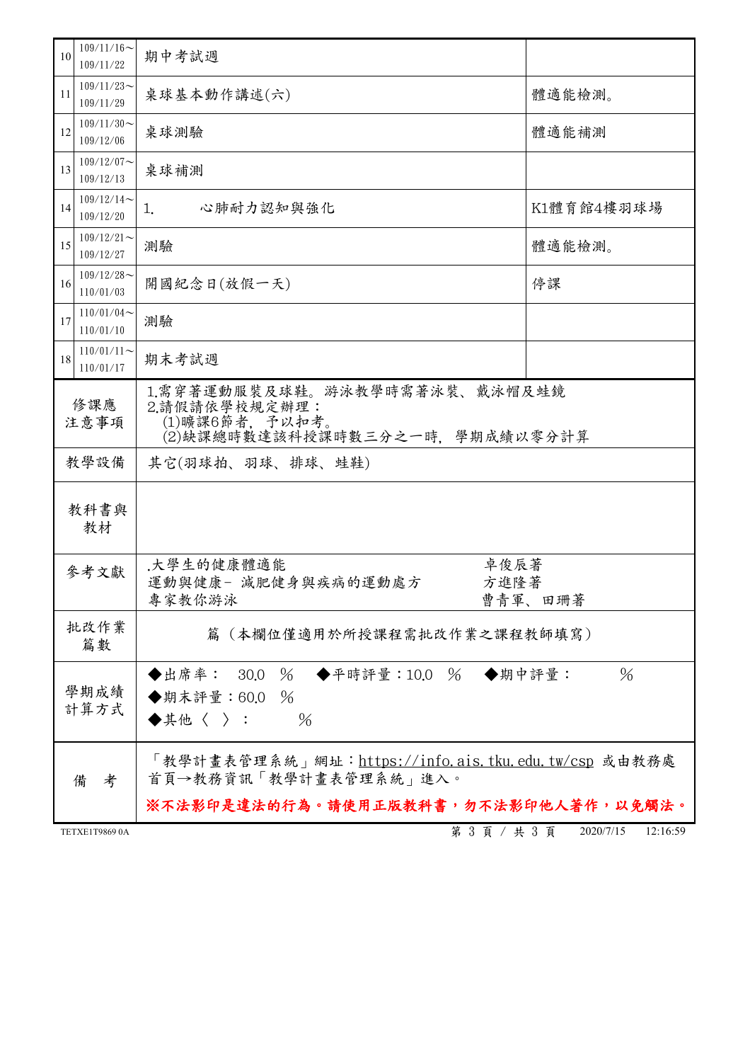| | | | |
|---|---|---|---|
| 10 | 109/11/16～109/11/22 | 期中考試週 | |
| 11 | 109/11/23～109/11/29 | 桌球基本動作講述(六) | 體適能檢測。 |
| 12 | 109/11/30～109/12/06 | 桌球測驗 | 體適能補測 |
| 13 | 109/12/07～109/12/13 | 桌球補測 | |
| 14 | 109/12/14～109/12/20 | 1. 心肺耐力認知與強化 | K1體育館4樓羽球場 |
| 15 | 109/12/21～109/12/27 | 測驗 | 體適能檢測。 |
| 16 | 109/12/28～110/01/03 | 開國紀念日(放假一天) | 停課 |
| 17 | 110/01/04～110/01/10 | 測驗 | |
| 18 | 110/01/11～110/01/17 | 期末考試週 | |

| | |
|---|---|
| 修課應注意事項 | 1.需穿著運動服裝及球鞋。游泳教學時需著泳裝、戴泳帽及蛙鏡<br>2.請假請依學校規定辦理：<br>(1)曠課6節者，予以扣考。<br>(2)缺課總時數達該科授課時數三分之一時，學期成績以零分計算 |
| 教學設備 | 其它(羽球拍、羽球、排球、蛙鞋) |
| 教科書與教材 | |
| 參考文獻 | .大學生的健康體適能 卓俊辰著<br>運動與健康－ 減肥健身與疾病的運動處方 方進隆著<br>專家教你游泳 曹青軍、田珊著 |
| 批改作業篇數 | 篇（本欄位僅適用於所授課程需批改作業之課程教師填寫） |
| 學期成績計算方式 | ◆出席率： 30.0 ％ ◆平時評量：10.0 ％ ◆期中評量： ％<br>◆期末評量：60.0 ％<br>◆其他〈 〉： ％ |
| 備 考 | 「教學計畫表管理系統」網址：https://info.ais.tku.edu.tw/csp 或由教務處首頁→教務資訊「教學計畫表管理系統」進入。<br>**※不法影印是違法的行為。請使用正版教科書，勿不法影印他人著作，以免觸法。** |

TETXE1T9869 0A 2020/7/15 12:16:59